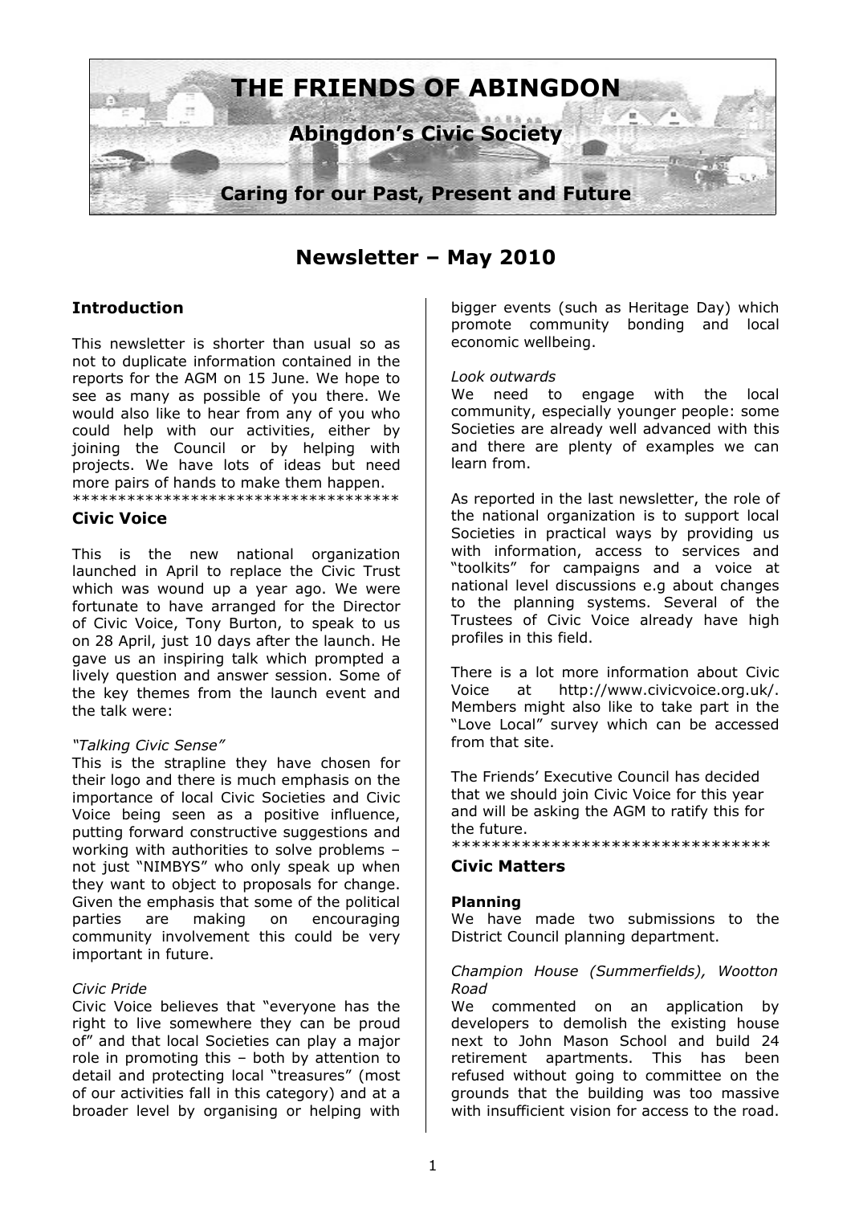# THE FRIENDS OF ABINGDON

**Abingdon's Civic Society**

**Caring for our Past, Present and Future**

## Newsletter – May 2010

### Introduction

This newsletter is shorter than usual so as not to duplicate information contained in the reports for the AGM on 15 June. We hope to see as many as possible of you there. We would also like to hear from any of you who could help with our activities, either by joining the Council or by helping with projects. We have lots of ideas but need more pairs of hands to make them happen.

*************************************

### Civic Voice

This is the new national organization launched in April to replace the Civic Trust which was wound up a year ago. We were fortunate to have arranged for the Director of Civic Voice, Tony Burton, to speak to us on 28 April, just 10 days after the launch. He gave us an inspiring talk which prompted a lively question and answer session. Some of the key themes from the launch event and the talk were:

*"Talking Civic Sense"*
This is the strapline they have chosen for their logo and there is much emphasis on the importance of local Civic Societies and Civic Voice being seen as a positive influence, putting forward constructive suggestions and working with authorities to solve problems – not just "NIMBYS" who only speak up when they want to object to proposals for change. Given the emphasis that some of the political parties are making on encouraging community involvement this could be very important in future.

*Civic Pride*
Civic Voice believes that "everyone has the right to live somewhere they can be proud of" and that local Societies can play a major role in promoting this – both by attention to detail and protecting local "treasures" (most of our activities fall in this category) and at a broader level by organising or helping with bigger events (such as Heritage Day) which promote community bonding and local economic wellbeing.

*Look outwards*
We need to engage with the local community, especially younger people: some Societies are already well advanced with this and there are plenty of examples we can learn from.

As reported in the last newsletter, the role of the national organization is to support local Societies in practical ways by providing us with information, access to services and "toolkits" for campaigns and a voice at national level discussions e.g about changes to the planning systems. Several of the Trustees of Civic Voice already have high profiles in this field.

There is a lot more information about Civic Voice at http://www.civicvoice.org.uk/. Members might also like to take part in the "Love Local" survey which can be accessed from that site.

The Friends' Executive Council has decided that we should join Civic Voice for this year and will be asking the AGM to ratify this for the future.

********************************

### Civic Matters

#### Planning

We have made two submissions to the District Council planning department.

*Champion House (Summerfields), Wootton Road*
We commented on an application by developers to demolish the existing house next to John Mason School and build 24 retirement apartments. This has been refused without going to committee on the grounds that the building was too massive with insufficient vision for access to the road.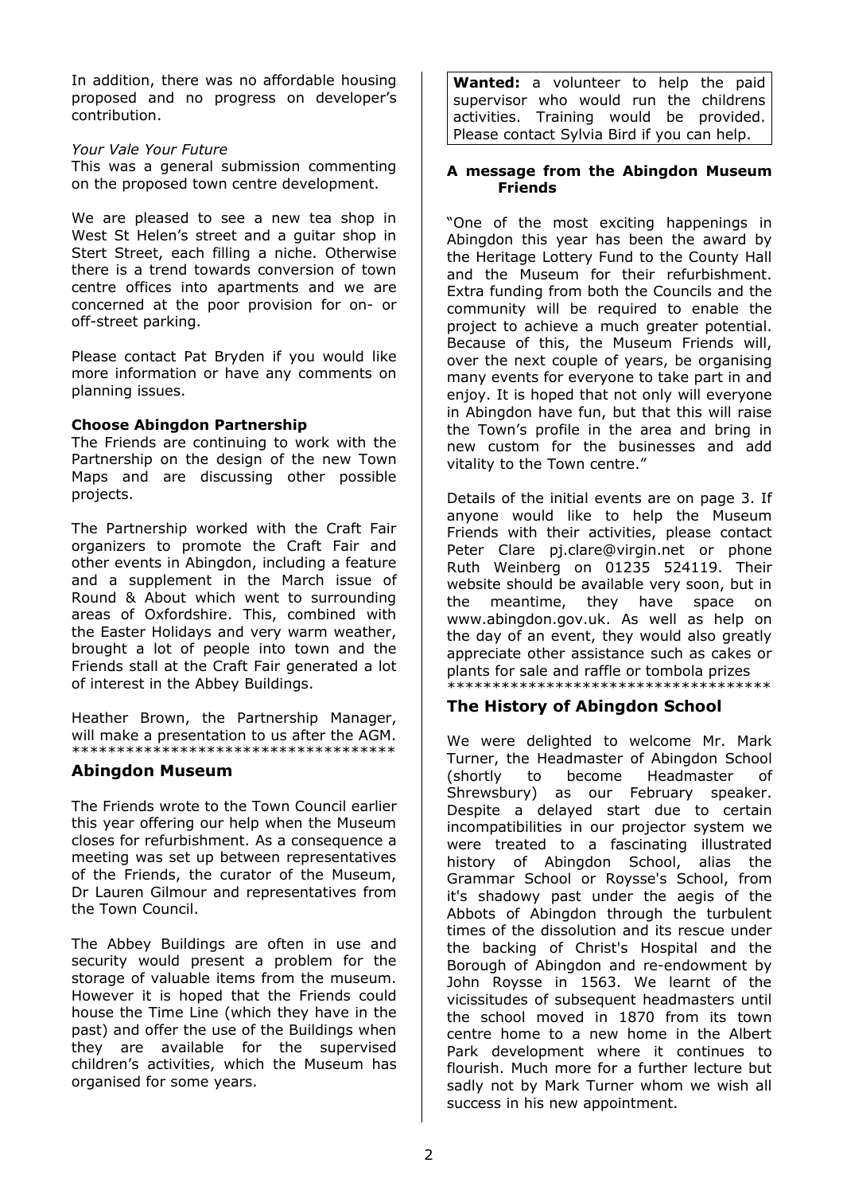In addition, there was no affordable housing proposed and no progress on developer's contribution.

*Your Vale Your Future*

This was a general submission commenting on the proposed town centre development.

We are pleased to see a new tea shop in West St Helen's street and a guitar shop in Stert Street, each filling a niche. Otherwise there is a trend towards conversion of town centre offices into apartments and we are concerned at the poor provision for on- or off-street parking.

Please contact Pat Bryden if you would like more information or have any comments on planning issues.

**Choose Abingdon Partnership**

The Friends are continuing to work with the Partnership on the design of the new Town Maps and are discussing other possible projects.

The Partnership worked with the Craft Fair organizers to promote the Craft Fair and other events in Abingdon, including a feature and a supplement in the March issue of Round & About which went to surrounding areas of Oxfordshire. This, combined with the Easter Holidays and very warm weather, brought a lot of people into town and the Friends stall at the Craft Fair generated a lot of interest in the Abbey Buildings.

Heather Brown, the Partnership Manager, will make a presentation to us after the AGM.

************************************

## Abingdon Museum

The Friends wrote to the Town Council earlier this year offering our help when the Museum closes for refurbishment. As a consequence a meeting was set up between representatives of the Friends, the curator of the Museum, Dr Lauren Gilmour and representatives from the Town Council.

The Abbey Buildings are often in use and security would present a problem for the storage of valuable items from the museum. However it is hoped that the Friends could house the Time Line (which they have in the past) and offer the use of the Buildings when they are available for the supervised children's activities, which the Museum has organised for some years.

**Wanted:** a volunteer to help the paid supervisor who would run the childrens activities. Training would be provided. Please contact Sylvia Bird if you can help.

**A message from the Abingdon Museum Friends**

"One of the most exciting happenings in Abingdon this year has been the award by the Heritage Lottery Fund to the County Hall and the Museum for their refurbishment. Extra funding from both the Councils and the community will be required to enable the project to achieve a much greater potential. Because of this, the Museum Friends will, over the next couple of years, be organising many events for everyone to take part in and enjoy. It is hoped that not only will everyone in Abingdon have fun, but that this will raise the Town's profile in the area and bring in new custom for the businesses and add vitality to the Town centre."

Details of the initial events are on page 3. If anyone would like to help the Museum Friends with their activities, please contact Peter Clare pj.clare@virgin.net or phone Ruth Weinberg on 01235 524119. Their website should be available very soon, but in the meantime, they have space on www.abingdon.gov.uk. As well as help on the day of an event, they would also greatly appreciate other assistance such as cakes or plants for sale and raffle or tombola prizes

************************************

## The History of Abingdon School

We were delighted to welcome Mr. Mark Turner, the Headmaster of Abingdon School (shortly to become Headmaster of Shrewsbury) as our February speaker. Despite a delayed start due to certain incompatibilities in our projector system we were treated to a fascinating illustrated history of Abingdon School, alias the Grammar School or Roysse's School, from it's shadowy past under the aegis of the Abbots of Abingdon through the turbulent times of the dissolution and its rescue under the backing of Christ's Hospital and the Borough of Abingdon and re-endowment by John Roysse in 1563. We learnt of the vicissitudes of subsequent headmasters until the school moved in 1870 from its town centre home to a new home in the Albert Park development where it continues to flourish. Much more for a further lecture but sadly not by Mark Turner whom we wish all success in his new appointment.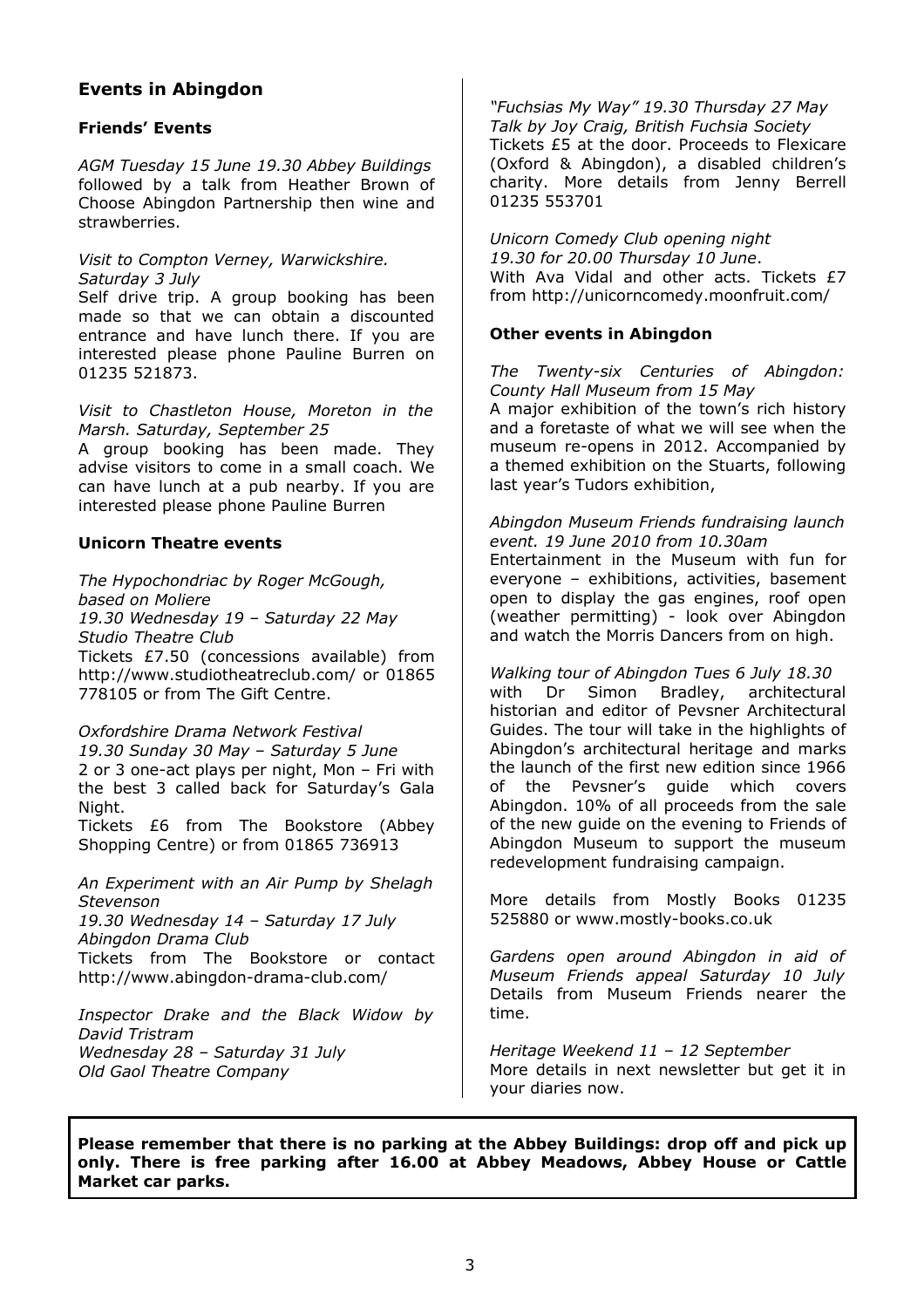## Events in Abingdon

### Friends' Events

*AGM Tuesday 15 June 19.30 Abbey Buildings* followed by a talk from Heather Brown of Choose Abingdon Partnership then wine and strawberries.

*Visit to Compton Verney, Warwickshire. Saturday 3 July*
Self drive trip. A group booking has been made so that we can obtain a discounted entrance and have lunch there. If you are interested please phone Pauline Burren on 01235 521873.

*Visit to Chastleton House, Moreton in the Marsh. Saturday, September 25*
A group booking has been made. They advise visitors to come in a small coach. We can have lunch at a pub nearby. If you are interested please phone Pauline Burren

### Unicorn Theatre events

*The Hypochondriac by Roger McGough, based on Moliere*
*19.30 Wednesday 19 – Saturday 22 May*
*Studio Theatre Club*
Tickets £7.50 (concessions available) from http://www.studiotheatreclub.com/ or 01865 778105 or from The Gift Centre.

*Oxfordshire Drama Network Festival*
*19.30 Sunday 30 May – Saturday 5 June*
2 or 3 one-act plays per night, Mon – Fri with the best 3 called back for Saturday's Gala Night.
Tickets £6 from The Bookstore (Abbey Shopping Centre) or from 01865 736913

*An Experiment with an Air Pump by Shelagh Stevenson*
*19.30 Wednesday 14 – Saturday 17 July*
*Abingdon Drama Club*
Tickets from The Bookstore or contact http://www.abingdon-drama-club.com/

*Inspector Drake and the Black Widow by David Tristram*
*Wednesday 28 – Saturday 31 July*
*Old Gaol Theatre Company*

*"Fuchsias My Way" 19.30 Thursday 27 May*
*Talk by Joy Craig, British Fuchsia Society*
Tickets £5 at the door. Proceeds to Flexicare (Oxford & Abingdon), a disabled children's charity. More details from Jenny Berrell 01235 553701

*Unicorn Comedy Club opening night*
*19.30 for 20.00 Thursday 10 June*.
With Ava Vidal and other acts. Tickets £7 from http://unicorncomedy.moonfruit.com/

### Other events in Abingdon

*The Twenty-six Centuries of Abingdon: County Hall Museum from 15 May*
A major exhibition of the town's rich history and a foretaste of what we will see when the museum re-opens in 2012. Accompanied by a themed exhibition on the Stuarts, following last year's Tudors exhibition,

*Abingdon Museum Friends fundraising launch event. 19 June 2010 from 10.30am*
Entertainment in the Museum with fun for everyone – exhibitions, activities, basement open to display the gas engines, roof open (weather permitting) - look over Abingdon and watch the Morris Dancers from on high.

*Walking tour of Abingdon Tues 6 July 18.30* with Dr Simon Bradley, architectural historian and editor of Pevsner Architectural Guides. The tour will take in the highlights of Abingdon's architectural heritage and marks the launch of the first new edition since 1966 of the Pevsner's guide which covers Abingdon. 10% of all proceeds from the sale of the new guide on the evening to Friends of Abingdon Museum to support the museum redevelopment fundraising campaign.

More details from Mostly Books 01235 525880 or www.mostly-books.co.uk

*Gardens open around Abingdon in aid of Museum Friends appeal Saturday 10 July* Details from Museum Friends nearer the time.

*Heritage Weekend 11 – 12 September*
More details in next newsletter but get it in your diaries now.

**Please remember that there is no parking at the Abbey Buildings: drop off and pick up only. There is free parking after 16.00 at Abbey Meadows, Abbey House or Cattle Market car parks.**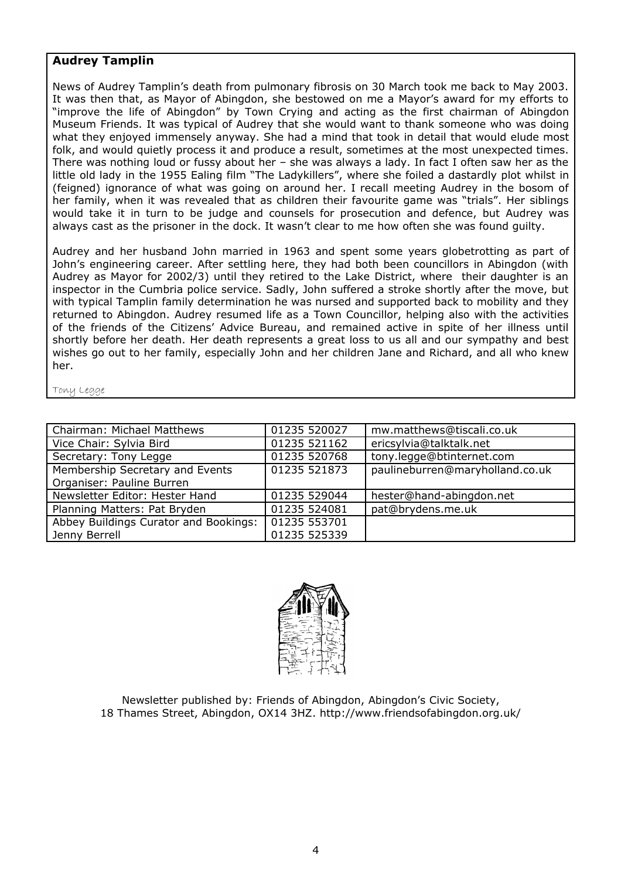## Audrey Tamplin

News of Audrey Tamplin's death from pulmonary fibrosis on 30 March took me back to May 2003. It was then that, as Mayor of Abingdon, she bestowed on me a Mayor's award for my efforts to "improve the life of Abingdon" by Town Crying and acting as the first chairman of Abingdon Museum Friends. It was typical of Audrey that she would want to thank someone who was doing what they enjoyed immensely anyway. She had a mind that took in detail that would elude most folk, and would quietly process it and produce a result, sometimes at the most unexpected times. There was nothing loud or fussy about her – she was always a lady. In fact I often saw her as the little old lady in the 1955 Ealing film "The Ladykillers", where she foiled a dastardly plot whilst in (feigned) ignorance of what was going on around her. I recall meeting Audrey in the bosom of her family, when it was revealed that as children their favourite game was "trials". Her siblings would take it in turn to be judge and counsels for prosecution and defence, but Audrey was always cast as the prisoner in the dock. It wasn't clear to me how often she was found guilty.

Audrey and her husband John married in 1963 and spent some years globetrotting as part of John's engineering career. After settling here, they had both been councillors in Abingdon (with Audrey as Mayor for 2002/3) until they retired to the Lake District, where their daughter is an inspector in the Cumbria police service. Sadly, John suffered a stroke shortly after the move, but with typical Tamplin family determination he was nursed and supported back to mobility and they returned to Abingdon. Audrey resumed life as a Town Councillor, helping also with the activities of the friends of the Citizens' Advice Bureau, and remained active in spite of her illness until shortly before her death. Her death represents a great loss to us all and our sympathy and best wishes go out to her family, especially John and her children Jane and Richard, and all who knew her.

Tony Legge

| | | |
|---|---|---|
| Chairman: Michael Matthews | 01235 520027 | mw.matthews@tiscali.co.uk |
| Vice Chair: Sylvia Bird | 01235 521162 | ericsylvia@talktalk.net |
| Secretary: Tony Legge | 01235 520768 | tony.legge@btinternet.com |
| Membership Secretary and Events Organiser: Pauline Burren | 01235 521873 | paulineburren@maryholland.co.uk |
| Newsletter Editor: Hester Hand | 01235 529044 | hester@hand-abingdon.net |
| Planning Matters: Pat Bryden | 01235 524081 | pat@brydens.me.uk |
| Abbey Buildings Curator and Bookings: Jenny Berrell | 01235 553701 01235 525339 | |

Newsletter published by: Friends of Abingdon, Abingdon's Civic Society, 18 Thames Street, Abingdon, OX14 3HZ. http://www.friendsofabingdon.org.uk/